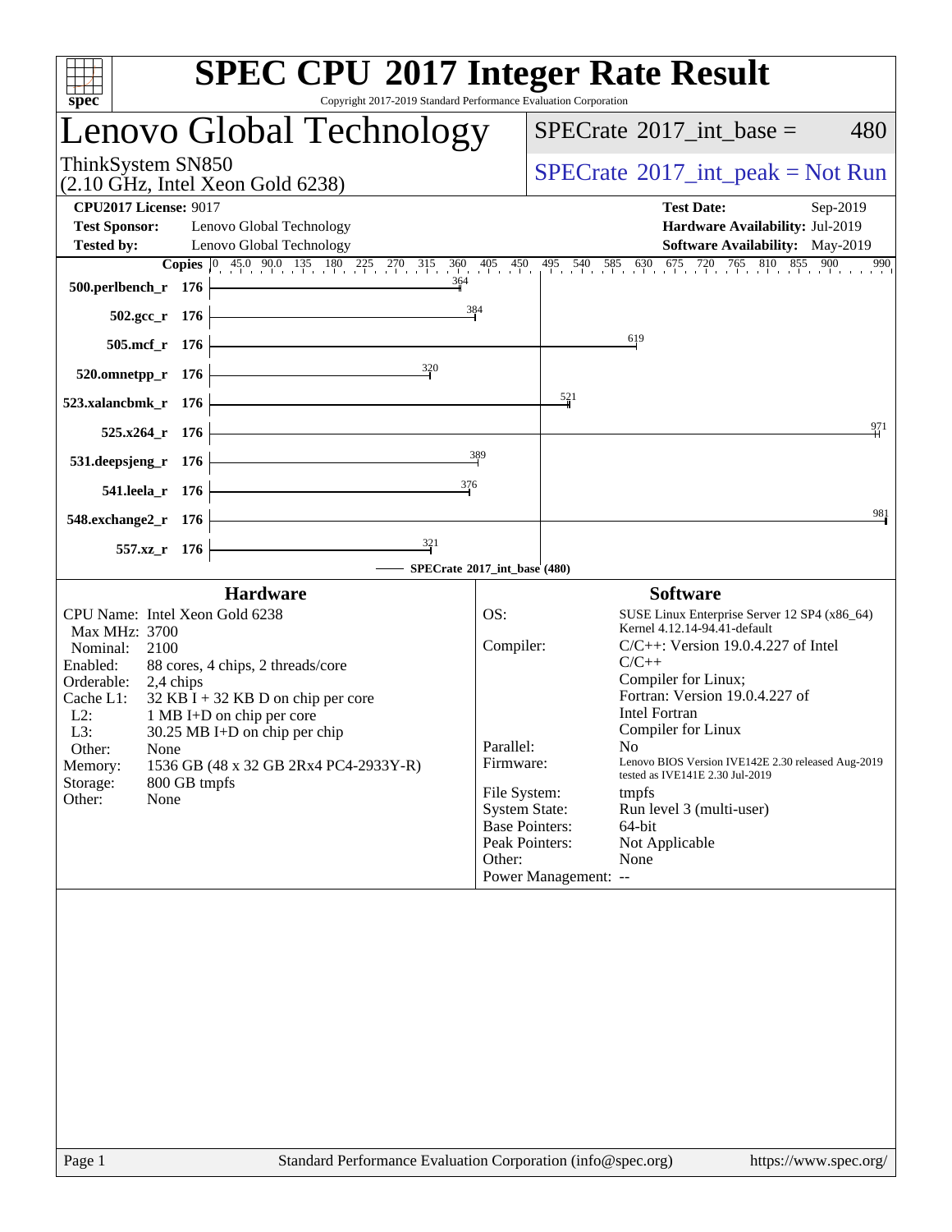# SPEC CPU 2017 Integer Rate Result

Copyright 2017-2019 Standard Performance Evaluation Corporation

## Lenovo Global Technology

ThinkSystem SN850
(2.10 GHz, Intel Xeon Gold 6238)

SPECrate 2017_int_base = 480

SPECrate 2017_int_peak = Not Run

**CPU2017 License:** 9017
**Test Sponsor:** Lenovo Global Technology
**Tested by:** Lenovo Global Technology

**Test Date:** Sep-2019
**Hardware Availability:** Jul-2019
**Software Availability:** May-2019

| Benchmark | Copies | SPECrate 2017_int_base |
|---|---|---|
| 500.perlbench_r | 176 | 364 |
| 502.gcc_r | 176 | 384 |
| 505.mcf_r | 176 | 619 |
| 520.omnetpp_r | 176 | 320 |
| 523.xalancbmk_r | 176 | 521 |
| 525.x264_r | 176 | 971 |
| 531.deepsjeng_r | 176 | 389 |
| 541.leela_r | 176 | 376 |
| 548.exchange2_r | 176 | 981 |
| 557.xz_r | 176 | 321 |

SPECrate 2017_int_base (480)

### Hardware

- CPU Name: Intel Xeon Gold 6238
- Max MHz: 3700
- Nominal: 2100
- Enabled: 88 cores, 4 chips, 2 threads/core
- Orderable: 2,4 chips
- Cache L1: 32 KB I + 32 KB D on chip per core
- L2: 1 MB I+D on chip per core
- L3: 30.25 MB I+D on chip per chip
- Other: None
- Memory: 1536 GB (48 x 32 GB 2Rx4 PC4-2933Y-R)
- Storage: 800 GB tmpfs
- Other: None

### Software

- OS: SUSE Linux Enterprise Server 12 SP4 (x86_64) Kernel 4.12.14-94.41-default
- Compiler: C/C++: Version 19.0.4.227 of Intel C/C++ Compiler for Linux; Fortran: Version 19.0.4.227 of Intel Fortran Compiler for Linux
- Parallel: No
- Firmware: Lenovo BIOS Version IVE142E 2.30 released Aug-2019 tested as IVE141E 2.30 Jul-2019
- File System: tmpfs
- System State: Run level 3 (multi-user)
- Base Pointers: 64-bit
- Peak Pointers: Not Applicable
- Other: None
- Power Management: --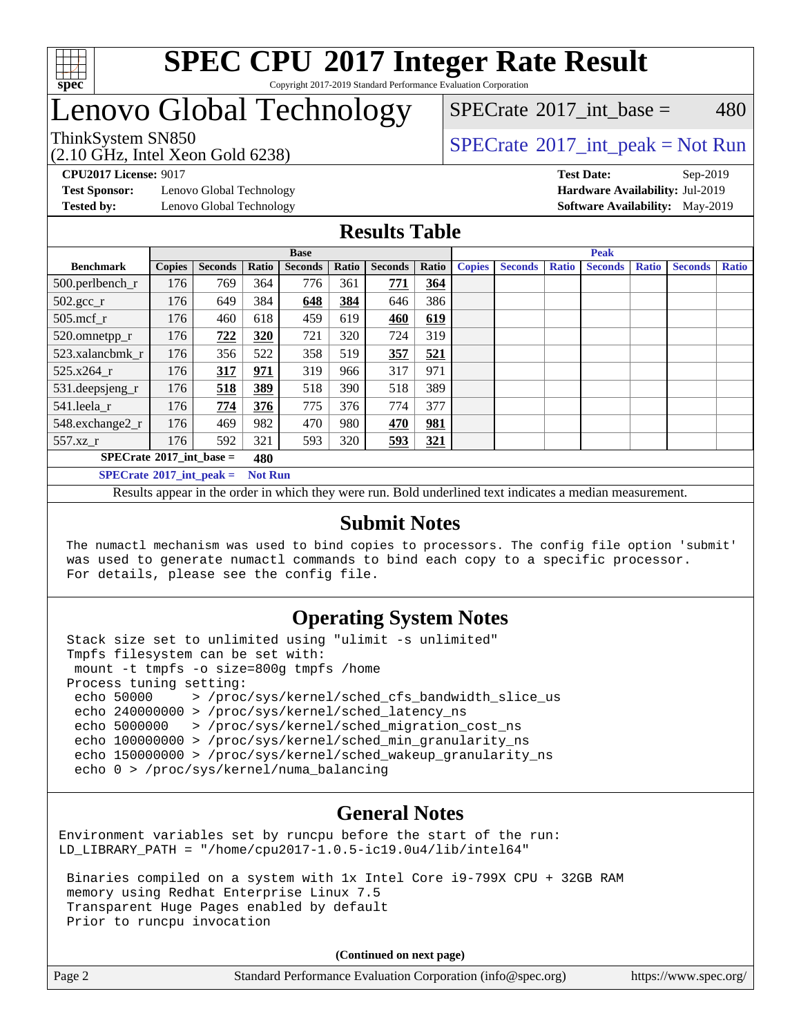# SPEC CPU 2017 Integer Rate Result

Copyright 2017-2019 Standard Performance Evaluation Corporation

# Lenovo Global Technology

ThinkSystem SN850
(2.10 GHz, Intel Xeon Gold 6238)

SPECrate 2017_int_base = 480

SPECrate 2017_int_peak = Not Run

**CPU2017 License:** 9017
**Test Sponsor:** Lenovo Global Technology
**Tested by:** Lenovo Global Technology

**Test Date:** Sep-2019
**Hardware Availability:** Jul-2019
**Software Availability:** May-2019

## Results Table

| Benchmark | Base | | | | | | | Peak | | | | | | |
|---|---|---|---|---|---|---|---|---|---|---|---|---|---|---|
| | Copies | Seconds | Ratio | Seconds | Ratio | Seconds | Ratio | Copies | Seconds | Ratio | Seconds | Ratio | Seconds | Ratio |
| 500.perlbench_r | 176 | 769 | 364 | 776 | 361 | **771** | **364** | | | | | | | |
| 502.gcc_r | 176 | 649 | 384 | **648** | **384** | 646 | 386 | | | | | | | |
| 505.mcf_r | 176 | 460 | 618 | 459 | 619 | **460** | **619** | | | | | | | |
| 520.omnetpp_r | 176 | **722** | **320** | 721 | 320 | 724 | 319 | | | | | | | |
| 523.xalancbmk_r | 176 | 356 | 522 | 358 | 519 | **357** | **521** | | | | | | | |
| 525.x264_r | 176 | **317** | **971** | 319 | 966 | 317 | 971 | | | | | | | |
| 531.deepsjeng_r | 176 | **518** | **389** | 518 | 390 | 518 | 389 | | | | | | | |
| 541.leela_r | 176 | **774** | **376** | 775 | 376 | 774 | 377 | | | | | | | |
| 548.exchange2_r | 176 | 469 | 982 | 470 | 980 | **470** | **981** | | | | | | | |
| 557.xz_r | 176 | 592 | 321 | 593 | 320 | **593** | **321** | | | | | | | |

**SPECrate 2017_int_base = 480**

**SPECrate 2017_int_peak = Not Run**

Results appear in the order in which they were run. Bold underlined text indicates a median measurement.

## Submit Notes

```
The numactl mechanism was used to bind copies to processors. The config file option 'submit'
was used to generate numactl commands to bind each copy to a specific processor.
For details, please see the config file.
```

## Operating System Notes

```
Stack size set to unlimited using "ulimit -s unlimited"
Tmpfs filesystem can be set with:
 mount -t tmpfs -o size=800g tmpfs /home
Process tuning setting:
 echo 50000     > /proc/sys/kernel/sched_cfs_bandwidth_slice_us
 echo 240000000 > /proc/sys/kernel/sched_latency_ns
 echo 5000000   > /proc/sys/kernel/sched_migration_cost_ns
 echo 100000000 > /proc/sys/kernel/sched_min_granularity_ns
 echo 150000000 > /proc/sys/kernel/sched_wakeup_granularity_ns
 echo 0 > /proc/sys/kernel/numa_balancing
```

## General Notes

```
Environment variables set by runcpu before the start of the run:
LD_LIBRARY_PATH = "/home/cpu2017-1.0.5-ic19.0u4/lib/intel64"

 Binaries compiled on a system with 1x Intel Core i9-799X CPU + 32GB RAM
 memory using Redhat Enterprise Linux 7.5
 Transparent Huge Pages enabled by default
 Prior to runcpu invocation
```

**(Continued on next page)**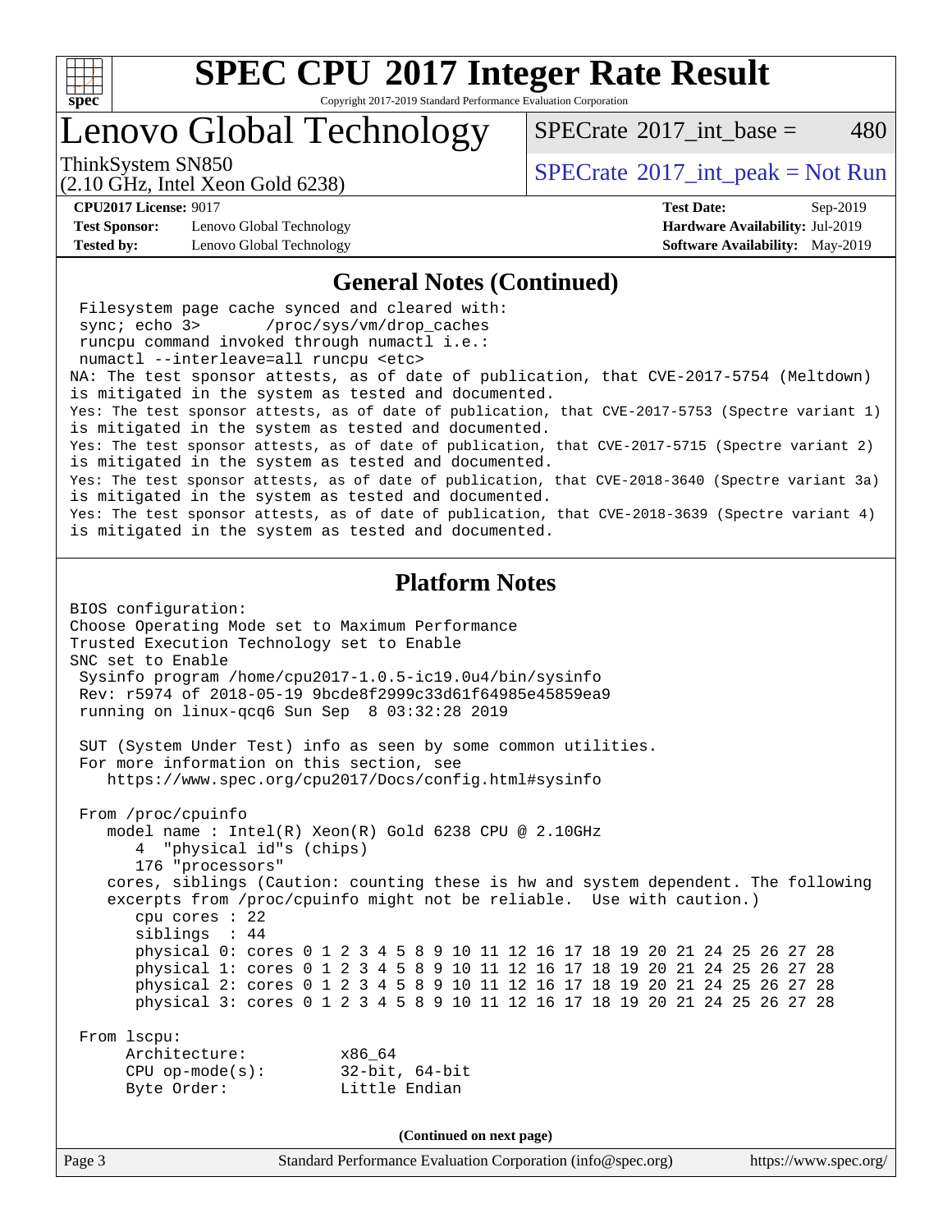# SPEC CPU 2017 Integer Rate Result

Copyright 2017-2019 Standard Performance Evaluation Corporation

## Lenovo Global Technology

ThinkSystem SN850
(2.10 GHz, Intel Xeon Gold 6238)

SPECrate 2017_int_base = 480

SPECrate 2017_int_peak = Not Run

**CPU2017 License:** 9017
**Test Sponsor:** Lenovo Global Technology
**Tested by:** Lenovo Global Technology

**Test Date:** Sep-2019
**Hardware Availability:** Jul-2019
**Software Availability:** May-2019

## General Notes (Continued)

```
 Filesystem page cache synced and cleared with:
 sync; echo 3>       /proc/sys/vm/drop_caches
 runcpu command invoked through numactl i.e.:
 numactl --interleave=all runcpu <etc>
NA: The test sponsor attests, as of date of publication, that CVE-2017-5754 (Meltdown)
is mitigated in the system as tested and documented.
Yes: The test sponsor attests, as of date of publication, that CVE-2017-5753 (Spectre variant 1)
is mitigated in the system as tested and documented.
Yes: The test sponsor attests, as of date of publication, that CVE-2017-5715 (Spectre variant 2)
is mitigated in the system as tested and documented.
Yes: The test sponsor attests, as of date of publication, that CVE-2018-3640 (Spectre variant 3a)
is mitigated in the system as tested and documented.
Yes: The test sponsor attests, as of date of publication, that CVE-2018-3639 (Spectre variant 4)
is mitigated in the system as tested and documented.
```

## Platform Notes

```
BIOS configuration:
Choose Operating Mode set to Maximum Performance
Trusted Execution Technology set to Enable
SNC set to Enable
 Sysinfo program /home/cpu2017-1.0.5-ic19.0u4/bin/sysinfo
 Rev: r5974 of 2018-05-19 9bcde8f2999c33d61f64985e45859ea9
 running on linux-qcq6 Sun Sep  8 03:32:28 2019

 SUT (System Under Test) info as seen by some common utilities.
 For more information on this section, see
    https://www.spec.org/cpu2017/Docs/config.html#sysinfo

 From /proc/cpuinfo
    model name : Intel(R) Xeon(R) Gold 6238 CPU @ 2.10GHz
       4  "physical id"s (chips)
       176 "processors"
    cores, siblings (Caution: counting these is hw and system dependent. The following
    excerpts from /proc/cpuinfo might not be reliable.  Use with caution.)
       cpu cores : 22
       siblings  : 44
       physical 0: cores 0 1 2 3 4 5 8 9 10 11 12 16 17 18 19 20 21 24 25 26 27 28
       physical 1: cores 0 1 2 3 4 5 8 9 10 11 12 16 17 18 19 20 21 24 25 26 27 28
       physical 2: cores 0 1 2 3 4 5 8 9 10 11 12 16 17 18 19 20 21 24 25 26 27 28
       physical 3: cores 0 1 2 3 4 5 8 9 10 11 12 16 17 18 19 20 21 24 25 26 27 28

 From lscpu:
      Architecture:          x86_64
      CPU op-mode(s):        32-bit, 64-bit
      Byte Order:            Little Endian
```

(Continued on next page)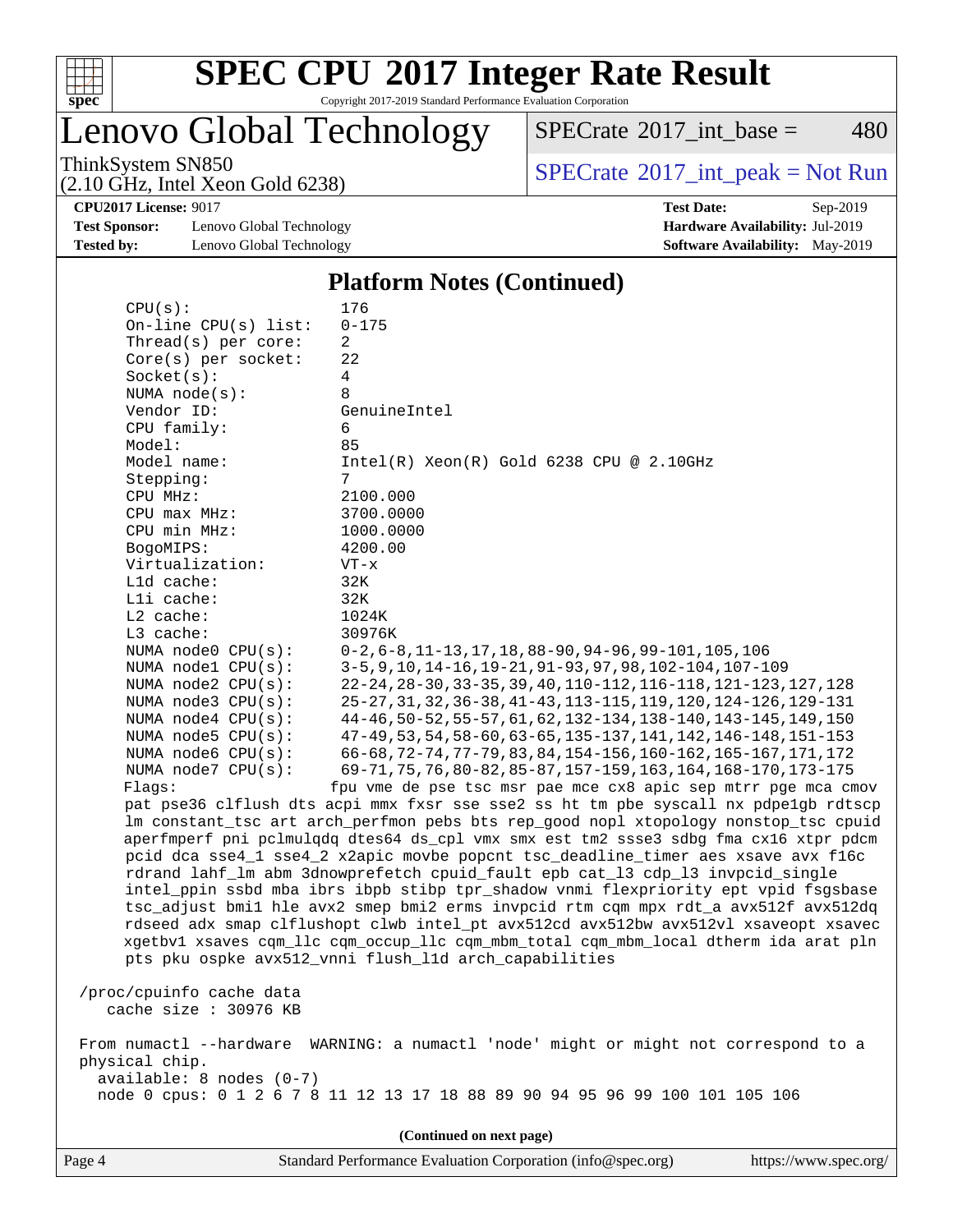## Platform Notes (Continued)

```
    CPU(s):                176
    On-line CPU(s) list:   0-175
    Thread(s) per core:    2
    Core(s) per socket:    22
    Socket(s):             4
    NUMA node(s):          8
    Vendor ID:             GenuineIntel
    CPU family:            6
    Model:                 85
    Model name:            Intel(R) Xeon(R) Gold 6238 CPU @ 2.10GHz
    Stepping:              7
    CPU MHz:               2100.000
    CPU max MHz:           3700.0000
    CPU min MHz:           1000.0000
    BogoMIPS:              4200.00
    Virtualization:        VT-x
    L1d cache:             32K
    L1i cache:             32K
    L2 cache:              1024K
    L3 cache:              30976K
    NUMA node0 CPU(s):     0-2,6-8,11-13,17,18,88-90,94-96,99-101,105,106
    NUMA node1 CPU(s):     3-5,9,10,14-16,19-21,91-93,97,98,102-104,107-109
    NUMA node2 CPU(s):     22-24,28-30,33-35,39,40,110-112,116-118,121-123,127,128
    NUMA node3 CPU(s):     25-27,31,32,36-38,41-43,113-115,119,120,124-126,129-131
    NUMA node4 CPU(s):     44-46,50-52,55-57,61,62,132-134,138-140,143-145,149,150
    NUMA node5 CPU(s):     47-49,53,54,58-60,63-65,135-137,141,142,146-148,151-153
    NUMA node6 CPU(s):     66-68,72-74,77-79,83,84,154-156,160-162,165-167,171,172
    NUMA node7 CPU(s):     69-71,75,76,80-82,85-87,157-159,163,164,168-170,173-175
    Flags:                fpu vme de pse tsc msr pae mce cx8 apic sep mtrr pge mca cmov
    pat pse36 clflush dts acpi mmx fxsr sse sse2 ss ht tm pbe syscall nx pdpe1gb rdtscp
    lm constant_tsc art arch_perfmon pebs bts rep_good nopl xtopology nonstop_tsc cpuid
    aperfmperf pni pclmulqdq dtes64 ds_cpl vmx smx est tm2 ssse3 sdbg fma cx16 xtpr pdcm
    pcid dca sse4_1 sse4_2 x2apic movbe popcnt tsc_deadline_timer aes xsave avx f16c
    rdrand lahf_lm abm 3dnowprefetch cpuid_fault epb cat_l3 cdp_l3 invpcid_single
    intel_ppin ssbd mba ibrs ibpb stibp tpr_shadow vnmi flexpriority ept vpid fsgsbase
    tsc_adjust bmi1 hle avx2 smep bmi2 erms invpcid rtm cqm mpx rdt_a avx512f avx512dq
    rdseed adx smap clflushopt clwb intel_pt avx512cd avx512bw avx512vl xsaveopt xsavec
    xgetbv1 xsaves cqm_llc cqm_occup_llc cqm_mbm_total cqm_mbm_local dtherm ida arat pln
    pts pku ospke avx512_vnni flush_l1d arch_capabilities

 /proc/cpuinfo cache data
    cache size : 30976 KB

 From numactl --hardware  WARNING: a numactl 'node' might or might not correspond to a
 physical chip.
   available: 8 nodes (0-7)
   node 0 cpus: 0 1 2 6 7 8 11 12 13 17 18 88 89 90 94 95 96 99 100 101 105 106
```

(Continued on next page)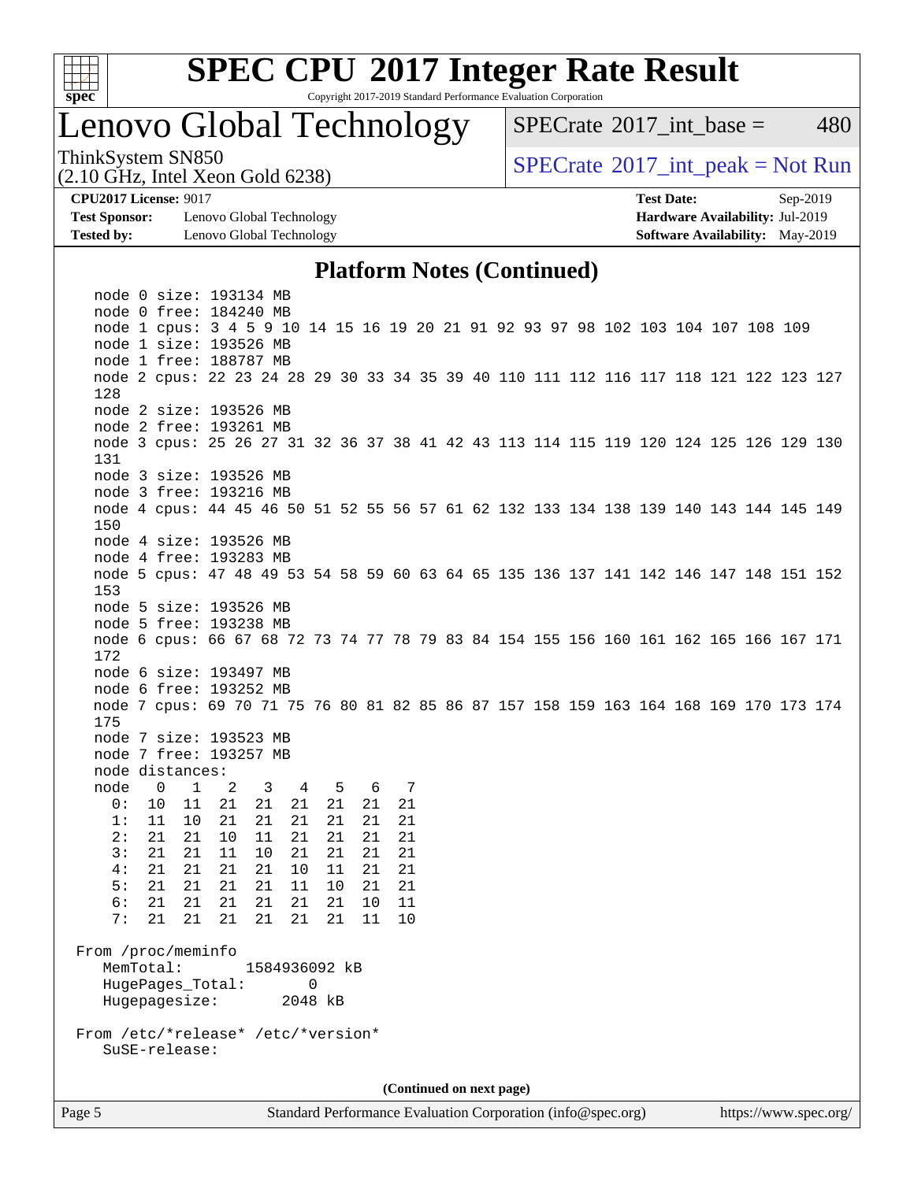## Platform Notes (Continued)

```
   node 0 size: 193134 MB
   node 0 free: 184240 MB
   node 1 cpus: 3 4 5 9 10 14 15 16 19 20 21 91 92 93 97 98 102 103 104 107 108 109
   node 1 size: 193526 MB
   node 1 free: 188787 MB
   node 2 cpus: 22 23 24 28 29 30 33 34 35 39 40 110 111 112 116 117 118 121 122 123 127
   128
   node 2 size: 193526 MB
   node 2 free: 193261 MB
   node 3 cpus: 25 26 27 31 32 36 37 38 41 42 43 113 114 115 119 120 124 125 126 129 130
   131
   node 3 size: 193526 MB
   node 3 free: 193216 MB
   node 4 cpus: 44 45 46 50 51 52 55 56 57 61 62 132 133 134 138 139 140 143 144 145 149
   150
   node 4 size: 193526 MB
   node 4 free: 193283 MB
   node 5 cpus: 47 48 49 53 54 58 59 60 63 64 65 135 136 137 141 142 146 147 148 151 152
   153
   node 5 size: 193526 MB
   node 5 free: 193238 MB
   node 6 cpus: 66 67 68 72 73 74 77 78 79 83 84 154 155 156 160 161 162 165 166 167 171
   172
   node 6 size: 193497 MB
   node 6 free: 193252 MB
   node 7 cpus: 69 70 71 75 76 80 81 82 85 86 87 157 158 159 163 164 168 169 170 173 174
   175
   node 7 size: 193523 MB
   node 7 free: 193257 MB
   node distances:
   node   0   1   2   3   4   5   6   7
     0:  10  11  21  21  21  21  21  21
     1:  11  10  21  21  21  21  21  21
     2:  21  21  10  11  21  21  21  21
     3:  21  21  11  10  21  21  21  21
     4:  21  21  21  21  10  11  21  21
     5:  21  21  21  21  11  10  21  21
     6:  21  21  21  21  21  21  10  11
     7:  21  21  21  21  21  21  11  10

 From /proc/meminfo
    MemTotal:       1584936092 kB
    HugePages_Total:       0
    Hugepagesize:       2048 kB

 From /etc/*release* /etc/*version*
    SuSE-release:
```

(Continued on next page)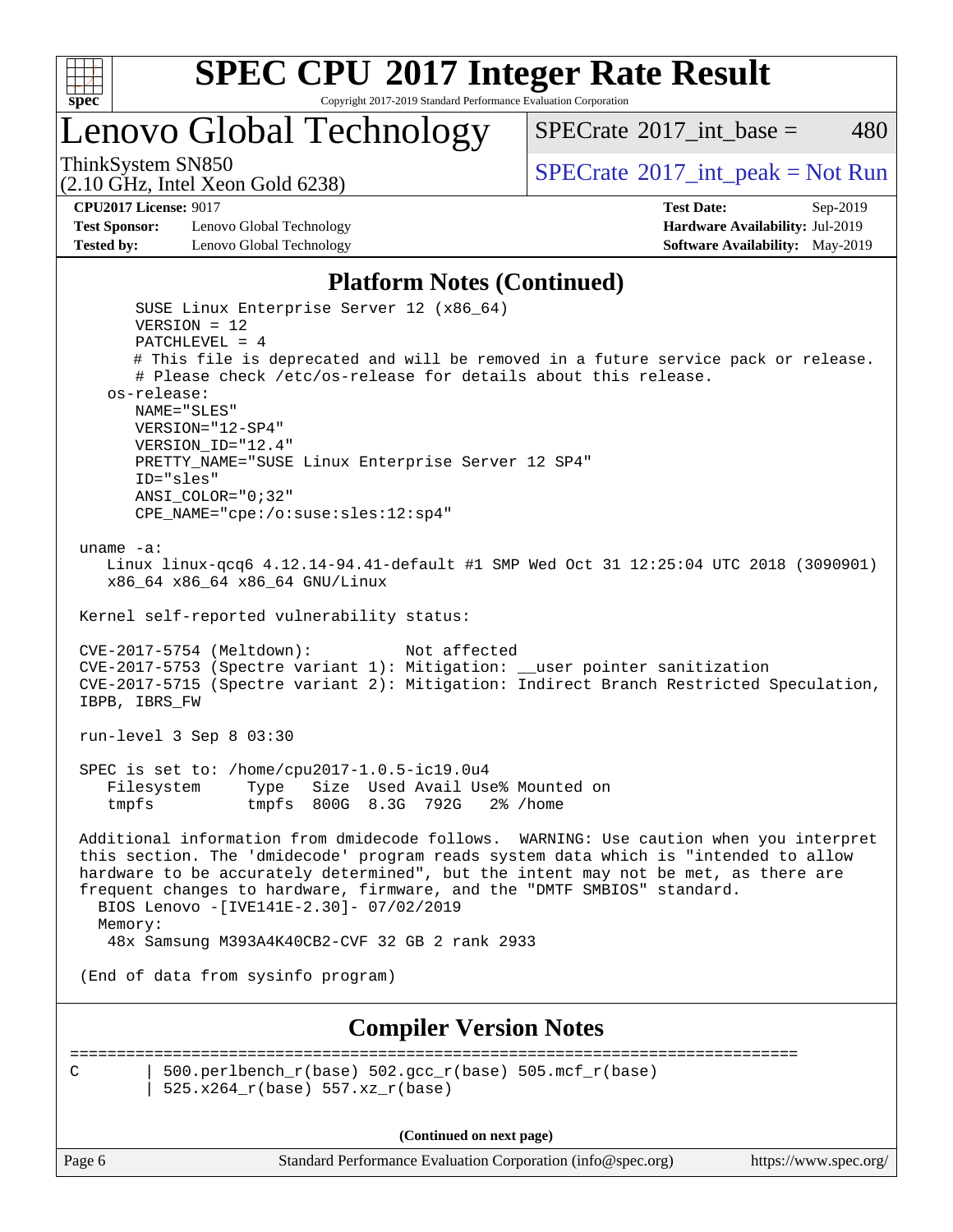## Platform Notes (Continued)

```
      SUSE Linux Enterprise Server 12 (x86_64)
      VERSION = 12
      PATCHLEVEL = 4
      # This file is deprecated and will be removed in a future service pack or release.
      # Please check /etc/os-release for details about this release.
   os-release:
      NAME="SLES"
      VERSION="12-SP4"
      VERSION_ID="12.4"
      PRETTY_NAME="SUSE Linux Enterprise Server 12 SP4"
      ID="sles"
      ANSI_COLOR="0;32"
      CPE_NAME="cpe:/o:suse:sles:12:sp4"

uname -a:
   Linux linux-qcq6 4.12.14-94.41-default #1 SMP Wed Oct 31 12:25:04 UTC 2018 (3090901)
   x86_64 x86_64 x86_64 GNU/Linux

Kernel self-reported vulnerability status:

CVE-2017-5754 (Meltdown):          Not affected
CVE-2017-5753 (Spectre variant 1): Mitigation: __user pointer sanitization
CVE-2017-5715 (Spectre variant 2): Mitigation: Indirect Branch Restricted Speculation,
IBPB, IBRS_FW

run-level 3 Sep 8 03:30

SPEC is set to: /home/cpu2017-1.0.5-ic19.0u4
   Filesystem     Type   Size  Used Avail Use% Mounted on
   tmpfs          tmpfs  800G  8.3G  792G   2% /home

Additional information from dmidecode follows.  WARNING: Use caution when you interpret
this section. The 'dmidecode' program reads system data which is "intended to allow
hardware to be accurately determined", but the intent may not be met, as there are
frequent changes to hardware, firmware, and the "DMTF SMBIOS" standard.
  BIOS Lenovo -[IVE141E-2.30]- 07/02/2019
  Memory:
   48x Samsung M393A4K40CB2-CVF 32 GB 2 rank 2933

(End of data from sysinfo program)
```

## Compiler Version Notes

```
==============================================================================
C       | 500.perlbench_r(base) 502.gcc_r(base) 505.mcf_r(base)
        | 525.x264_r(base) 557.xz_r(base)
```

**(Continued on next page)**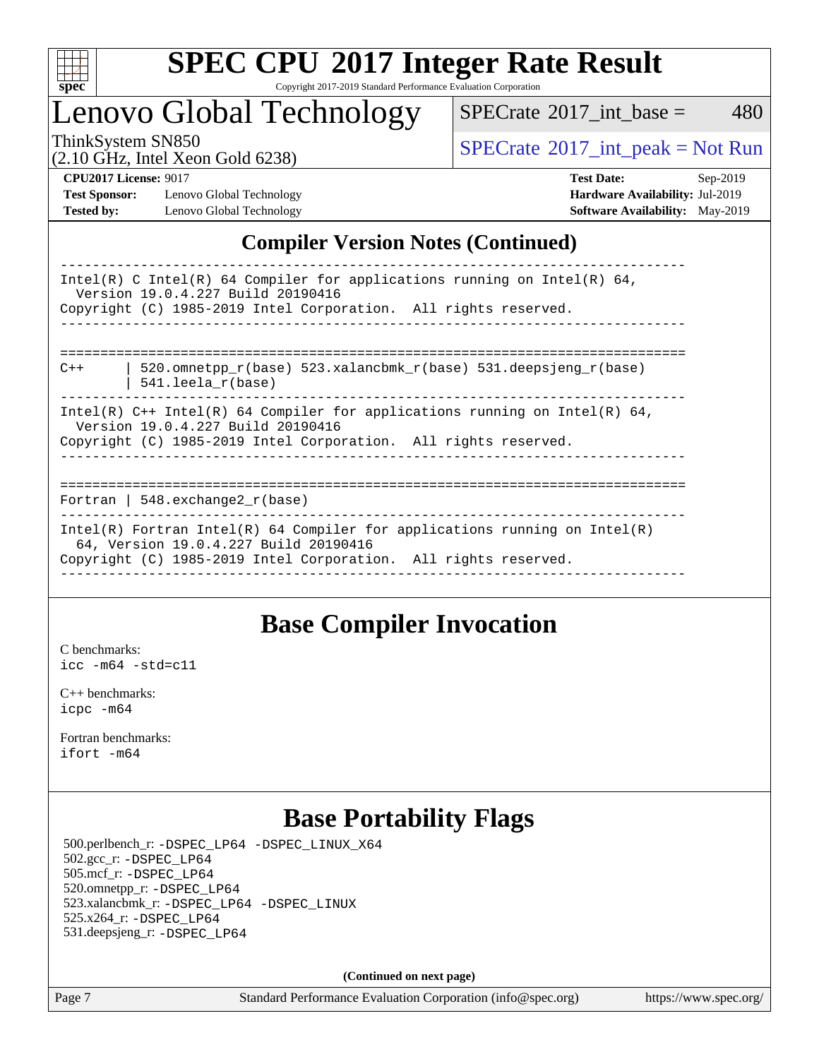# SPEC CPU 2017 Integer Rate Result

Copyright 2017-2019 Standard Performance Evaluation Corporation

## Lenovo Global Technology

ThinkSystem SN850
(2.10 GHz, Intel Xeon Gold 6238)

SPECrate 2017_int_base = 480

SPECrate 2017_int_peak = Not Run

**CPU2017 License:** 9017
**Test Sponsor:** Lenovo Global Technology
**Tested by:** Lenovo Global Technology

**Test Date:** Sep-2019
**Hardware Availability:** Jul-2019
**Software Availability:** May-2019

## Compiler Version Notes (Continued)

```
------------------------------------------------------------------------------
Intel(R) C Intel(R) 64 Compiler for applications running on Intel(R) 64,
  Version 19.0.4.227 Build 20190416
Copyright (C) 1985-2019 Intel Corporation.  All rights reserved.
------------------------------------------------------------------------------

==============================================================================
C++      | 520.omnetpp_r(base) 523.xalancbmk_r(base) 531.deepsjeng_r(base)
         | 541.leela_r(base)
------------------------------------------------------------------------------
Intel(R) C++ Intel(R) 64 Compiler for applications running on Intel(R) 64,
  Version 19.0.4.227 Build 20190416
Copyright (C) 1985-2019 Intel Corporation.  All rights reserved.
------------------------------------------------------------------------------

==============================================================================
Fortran | 548.exchange2_r(base)
------------------------------------------------------------------------------
Intel(R) Fortran Intel(R) 64 Compiler for applications running on Intel(R)
  64, Version 19.0.4.227 Build 20190416
Copyright (C) 1985-2019 Intel Corporation.  All rights reserved.
------------------------------------------------------------------------------
```

## Base Compiler Invocation

C benchmarks:
`icc -m64 -std=c11`

C++ benchmarks:
`icpc -m64`

Fortran benchmarks:
`ifort -m64`

## Base Portability Flags

500.perlbench_r: `-DSPEC_LP64 -DSPEC_LINUX_X64`
502.gcc_r: `-DSPEC_LP64`
505.mcf_r: `-DSPEC_LP64`
520.omnetpp_r: `-DSPEC_LP64`
523.xalancbmk_r: `-DSPEC_LP64 -DSPEC_LINUX`
525.x264_r: `-DSPEC_LP64`
531.deepsjeng_r: `-DSPEC_LP64`

**(Continued on next page)**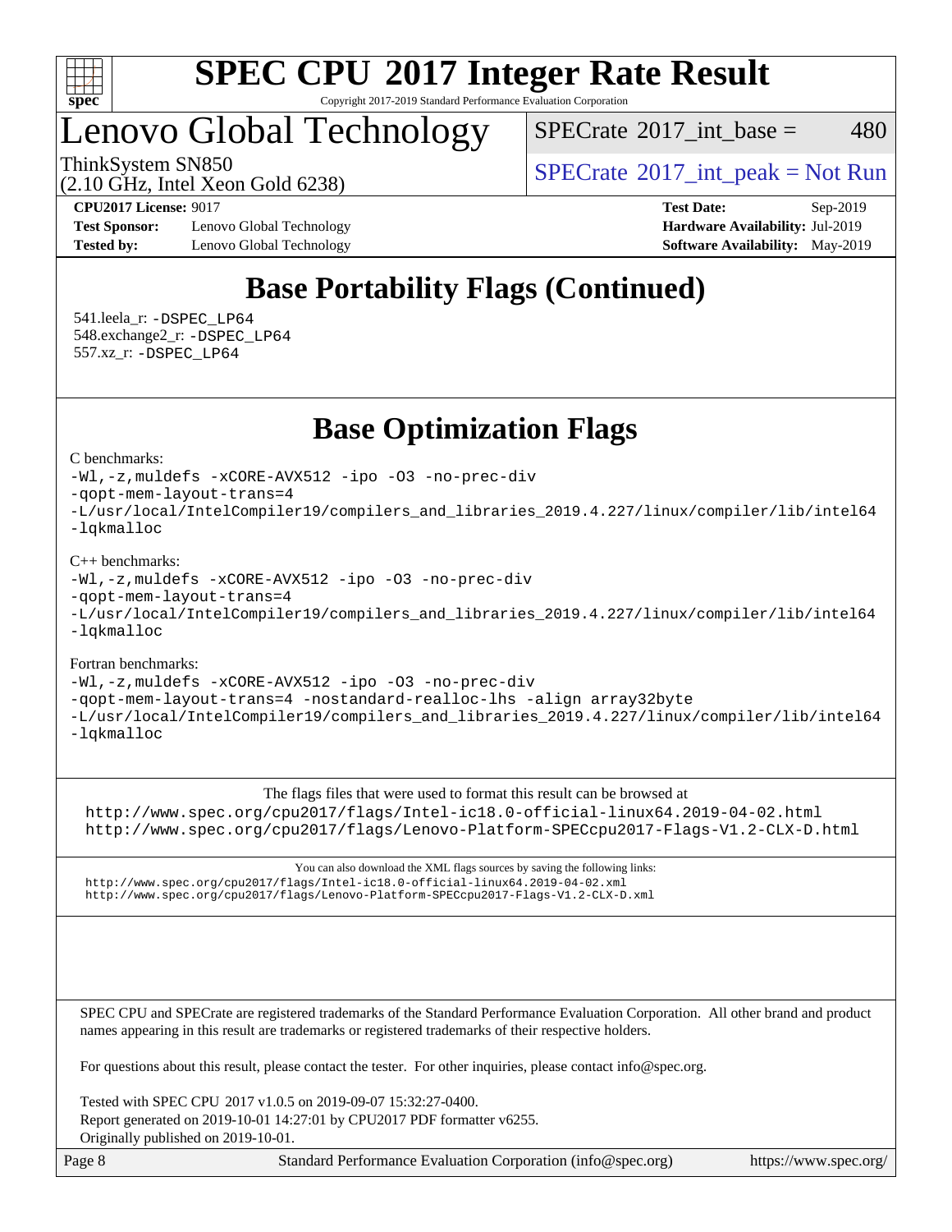# Base Portability Flags (Continued)

541.leela_r: -DSPEC_LP64
548.exchange2_r: -DSPEC_LP64
557.xz_r: -DSPEC_LP64

# Base Optimization Flags

C benchmarks:

```
-Wl,-z,muldefs -xCORE-AVX512 -ipo -O3 -no-prec-div
-qopt-mem-layout-trans=4
-L/usr/local/IntelCompiler19/compilers_and_libraries_2019.4.227/linux/compiler/lib/intel64
-lqkmalloc
```

C++ benchmarks:

```
-Wl,-z,muldefs -xCORE-AVX512 -ipo -O3 -no-prec-div
-qopt-mem-layout-trans=4
-L/usr/local/IntelCompiler19/compilers_and_libraries_2019.4.227/linux/compiler/lib/intel64
-lqkmalloc
```

Fortran benchmarks:

```
-Wl,-z,muldefs -xCORE-AVX512 -ipo -O3 -no-prec-div
-qopt-mem-layout-trans=4 -nostandard-realloc-lhs -align array32byte
-L/usr/local/IntelCompiler19/compilers_and_libraries_2019.4.227/linux/compiler/lib/intel64
-lqkmalloc
```

The flags files that were used to format this result can be browsed at
http://www.spec.org/cpu2017/flags/Intel-ic18.0-official-linux64.2019-04-02.html
http://www.spec.org/cpu2017/flags/Lenovo-Platform-SPECcpu2017-Flags-V1.2-CLX-D.html

You can also download the XML flags sources by saving the following links:
http://www.spec.org/cpu2017/flags/Intel-ic18.0-official-linux64.2019-04-02.xml
http://www.spec.org/cpu2017/flags/Lenovo-Platform-SPECcpu2017-Flags-V1.2-CLX-D.xml

SPEC CPU and SPECrate are registered trademarks of the Standard Performance Evaluation Corporation. All other brand and product names appearing in this result are trademarks or registered trademarks of their respective holders.

For questions about this result, please contact the tester. For other inquiries, please contact info@spec.org.

Tested with SPEC CPU 2017 v1.0.5 on 2019-09-07 15:32:27-0400.
Report generated on 2019-10-01 14:27:01 by CPU2017 PDF formatter v6255.
Originally published on 2019-10-01.